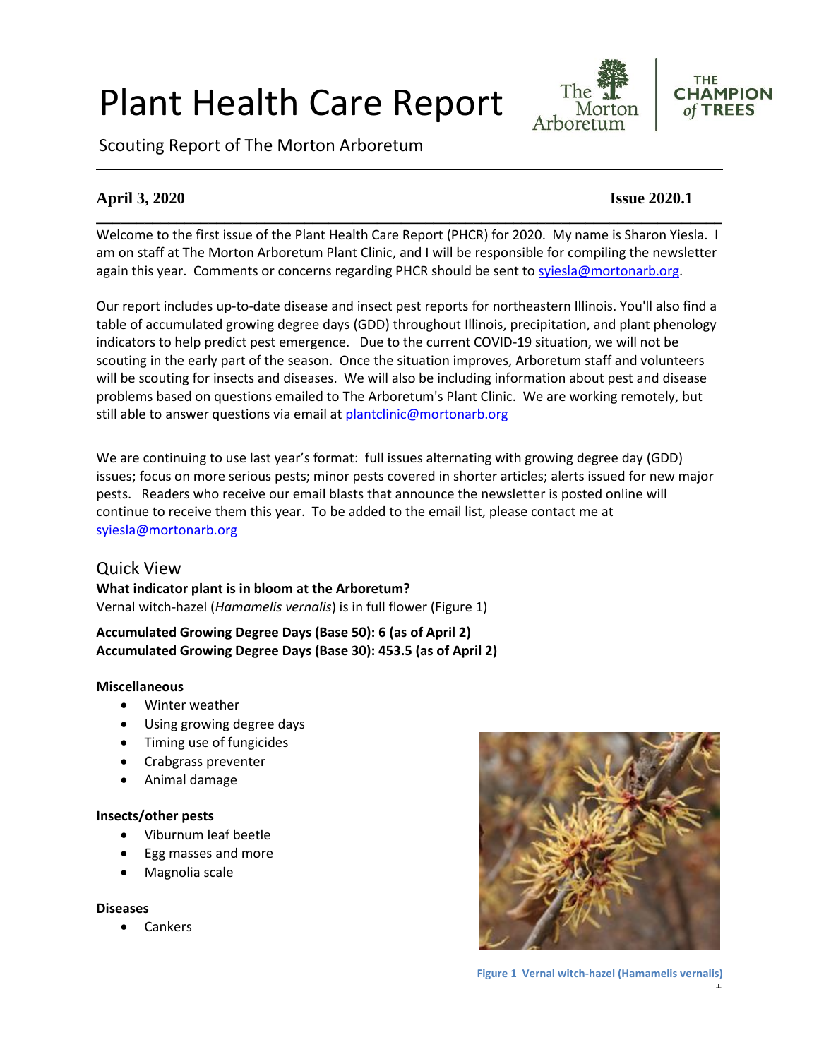# Plant Health Care Report

Scouting Report of The Morton Arboretum

**April 3, 2020** **Issue 2020.1**

Welcome to the first issue of the Plant Health Care Report (PHCR) for 2020. My name is Sharon Yiesla. I am on staff at The Morton Arboretum Plant Clinic, and I will be responsible for compiling the newsletter again this year. Comments or concerns regarding PHCR should be sent to syiesla@mortonarb.org.

Our report includes up-to-date disease and insect pest reports for northeastern Illinois. You'll also find a table of accumulated growing degree days (GDD) throughout Illinois, precipitation, and plant phenology indicators to help predict pest emergence. Due to the current COVID-19 situation, we will not be scouting in the early part of the season. Once the situation improves, Arboretum staff and volunteers will be scouting for insects and diseases. We will also be including information about pest and disease problems based on questions emailed to The Arboretum's Plant Clinic. We are working remotely, but still able to answer questions via email at plantclinic@mortonarb.org

We are continuing to use last year's format: full issues alternating with growing degree day (GDD) issues; focus on more serious pests; minor pests covered in shorter articles; alerts issued for new major pests. Readers who receive our email blasts that announce the newsletter is posted online will continue to receive them this year. To be added to the email list, please contact me at syiesla@mortonarb.org

## Quick View

**What indicator plant is in bloom at the Arboretum?**
Vernal witch-hazel (*Hamamelis vernalis*) is in full flower (Figure 1)

**Accumulated Growing Degree Days (Base 50): 6 (as of April 2)**
**Accumulated Growing Degree Days (Base 30): 453.5 (as of April 2)**

**Miscellaneous**

- Winter weather
- Using growing degree days
- Timing use of fungicides
- Crabgrass preventer
- Animal damage

**Insects/other pests**

- Viburnum leaf beetle
- Egg masses and more
- Magnolia scale

**Diseases**

- Cankers

Figure 1 Vernal witch-hazel (Hamamelis vernalis)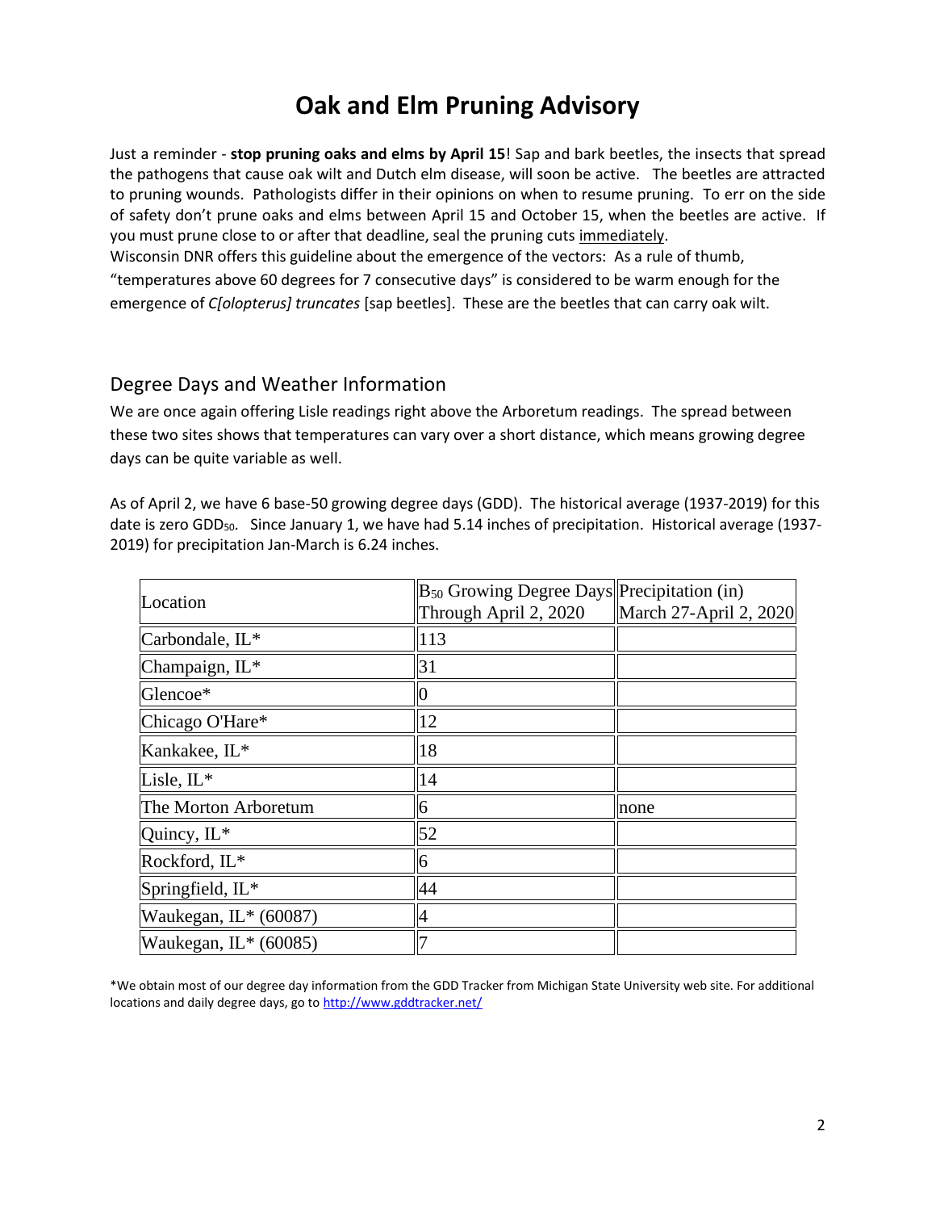# Oak and Elm Pruning Advisory

Just a reminder - **stop pruning oaks and elms by April 15**! Sap and bark beetles, the insects that spread the pathogens that cause oak wilt and Dutch elm disease, will soon be active. The beetles are attracted to pruning wounds. Pathologists differ in their opinions on when to resume pruning. To err on the side of safety don't prune oaks and elms between April 15 and October 15, when the beetles are active. If you must prune close to or after that deadline, seal the pruning cuts <u>immediately</u>.
Wisconsin DNR offers this guideline about the emergence of the vectors: As a rule of thumb, "temperatures above 60 degrees for 7 consecutive days" is considered to be warm enough for the emergence of *C[olopterus] truncates* [sap beetles]. These are the beetles that can carry oak wilt.

## Degree Days and Weather Information

We are once again offering Lisle readings right above the Arboretum readings. The spread between these two sites shows that temperatures can vary over a short distance, which means growing degree days can be quite variable as well.

As of April 2, we have 6 base-50 growing degree days (GDD). The historical average (1937-2019) for this date is zero $GDD_{50}$. Since January 1, we have had 5.14 inches of precipitation. Historical average (1937-2019) for precipitation Jan-March is 6.24 inches.

| Location | $B_{50}$ Growing Degree Days Through April 2, 2020 | Precipitation (in) March 27-April 2, 2020 |
|---|---|---|
| Carbondale, IL* | 113 | |
| Champaign, IL* | 31 | |
| Glencoe* | 0 | |
| Chicago O'Hare* | 12 | |
| Kankakee, IL* | 18 | |
| Lisle, IL* | 14 | |
| The Morton Arboretum | 6 | none |
| Quincy, IL* | 52 | |
| Rockford, IL* | 6 | |
| Springfield, IL* | 44 | |
| Waukegan, IL* (60087) | 4 | |
| Waukegan, IL* (60085) | 7 | |

*We obtain most of our degree day information from the GDD Tracker from Michigan State University web site. For additional locations and daily degree days, go to http://www.gddtracker.net/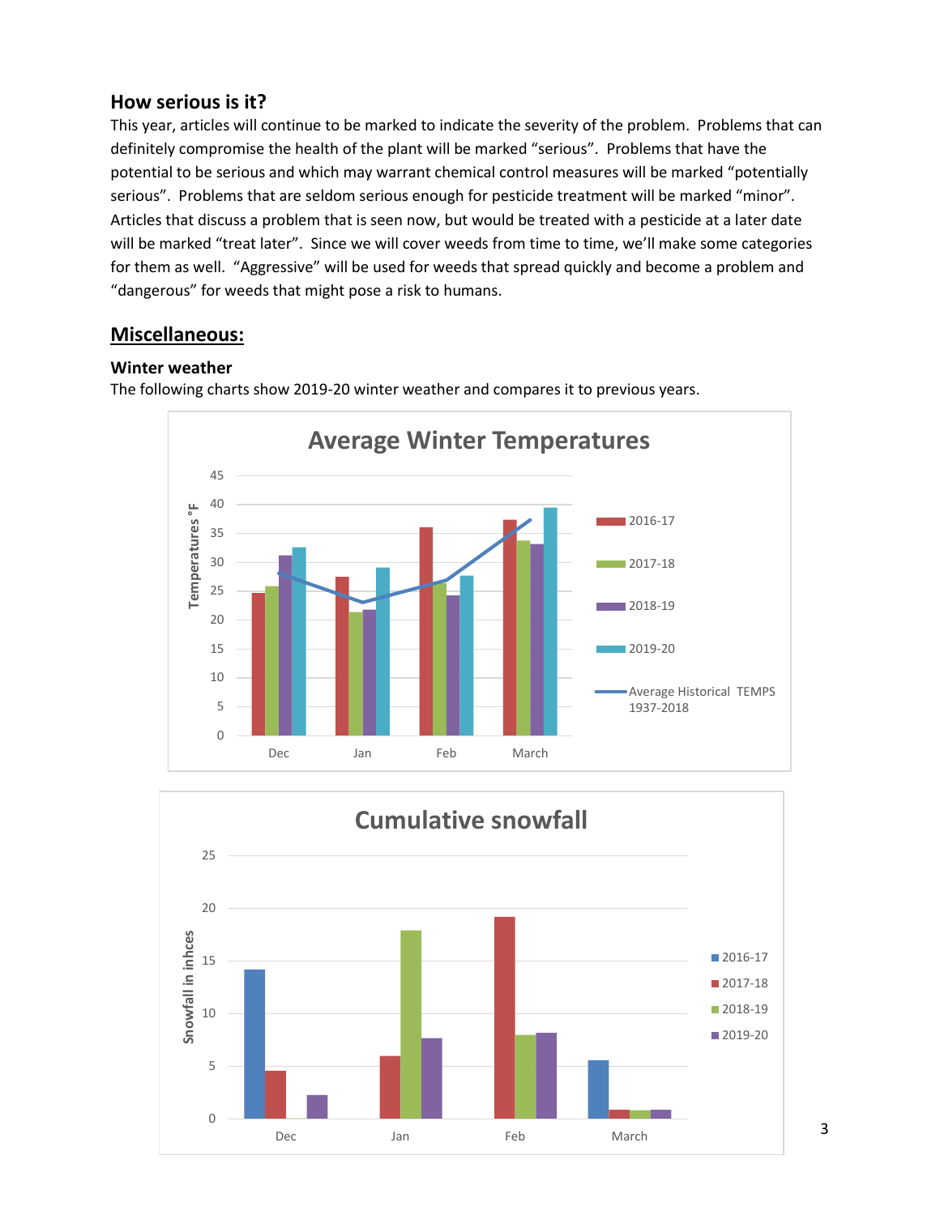### How serious is it?

This year, articles will continue to be marked to indicate the severity of the problem. Problems that can definitely compromise the health of the plant will be marked "serious". Problems that have the potential to be serious and which may warrant chemical control measures will be marked "potentially serious". Problems that are seldom serious enough for pesticide treatment will be marked "minor". Articles that discuss a problem that is seen now, but would be treated with a pesticide at a later date will be marked "treat later". Since we will cover weeds from time to time, we'll make some categories for them as well. "Aggressive" will be used for weeds that spread quickly and become a problem and "dangerous" for weeds that might pose a risk to humans.

## Miscellaneous:

### Winter weather

The following charts show 2019-20 winter weather and compares it to previous years.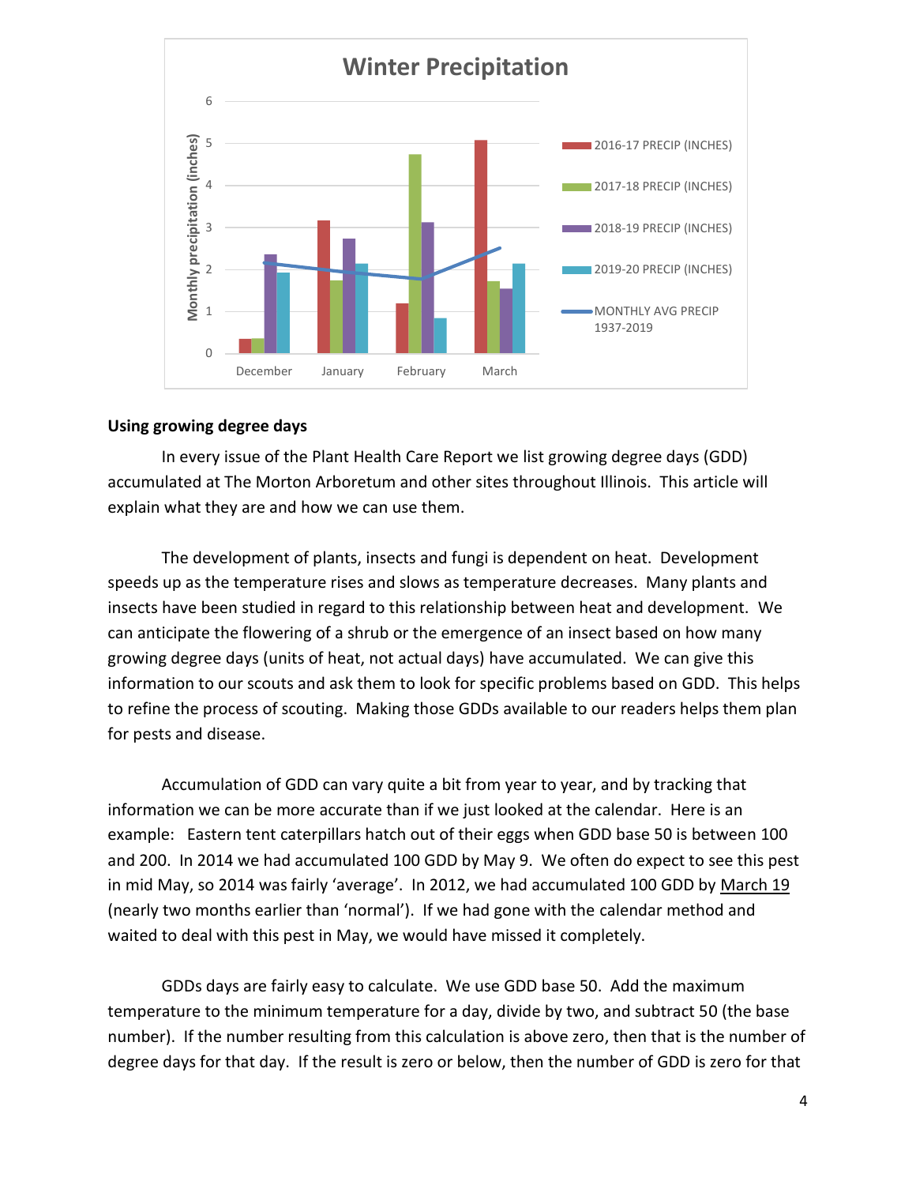**Winter Precipitation**

### Using growing degree days

In every issue of the Plant Health Care Report we list growing degree days (GDD) accumulated at The Morton Arboretum and other sites throughout Illinois. This article will explain what they are and how we can use them.

The development of plants, insects and fungi is dependent on heat. Development speeds up as the temperature rises and slows as temperature decreases. Many plants and insects have been studied in regard to this relationship between heat and development. We can anticipate the flowering of a shrub or the emergence of an insect based on how many growing degree days (units of heat, not actual days) have accumulated. We can give this information to our scouts and ask them to look for specific problems based on GDD. This helps to refine the process of scouting. Making those GDDs available to our readers helps them plan for pests and disease.

Accumulation of GDD can vary quite a bit from year to year, and by tracking that information we can be more accurate than if we just looked at the calendar. Here is an example: Eastern tent caterpillars hatch out of their eggs when GDD base 50 is between 100 and 200. In 2014 we had accumulated 100 GDD by May 9. We often do expect to see this pest in mid May, so 2014 was fairly 'average'. In 2012, we had accumulated 100 GDD by March 19 (nearly two months earlier than 'normal'). If we had gone with the calendar method and waited to deal with this pest in May, we would have missed it completely.

GDDs days are fairly easy to calculate. We use GDD base 50. Add the maximum temperature to the minimum temperature for a day, divide by two, and subtract 50 (the base number). If the number resulting from this calculation is above zero, then that is the number of degree days for that day. If the result is zero or below, then the number of GDD is zero for that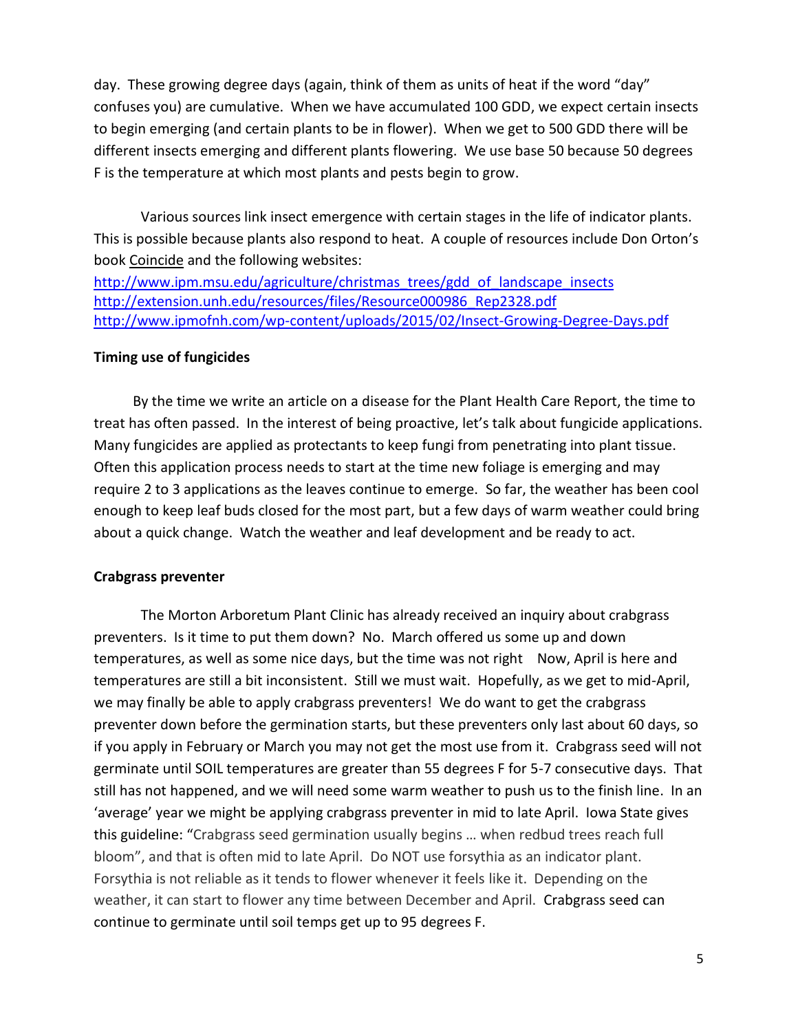day. These growing degree days (again, think of them as units of heat if the word "day" confuses you) are cumulative. When we have accumulated 100 GDD, we expect certain insects to begin emerging (and certain plants to be in flower). When we get to 500 GDD there will be different insects emerging and different plants flowering. We use base 50 because 50 degrees F is the temperature at which most plants and pests begin to grow.

Various sources link insect emergence with certain stages in the life of indicator plants. This is possible because plants also respond to heat. A couple of resources include Don Orton's book Coincide and the following websites:
http://www.ipm.msu.edu/agriculture/christmas_trees/gdd_of_landscape_insects
http://extension.unh.edu/resources/files/Resource000986_Rep2328.pdf
http://www.ipmofnh.com/wp-content/uploads/2015/02/Insect-Growing-Degree-Days.pdf

**Timing use of fungicides**

By the time we write an article on a disease for the Plant Health Care Report, the time to treat has often passed. In the interest of being proactive, let's talk about fungicide applications. Many fungicides are applied as protectants to keep fungi from penetrating into plant tissue. Often this application process needs to start at the time new foliage is emerging and may require 2 to 3 applications as the leaves continue to emerge. So far, the weather has been cool enough to keep leaf buds closed for the most part, but a few days of warm weather could bring about a quick change. Watch the weather and leaf development and be ready to act.

**Crabgrass preventer**

The Morton Arboretum Plant Clinic has already received an inquiry about crabgrass preventers. Is it time to put them down? No. March offered us some up and down temperatures, as well as some nice days, but the time was not right Now, April is here and temperatures are still a bit inconsistent. Still we must wait. Hopefully, as we get to mid-April, we may finally be able to apply crabgrass preventers! We do want to get the crabgrass preventer down before the germination starts, but these preventers only last about 60 days, so if you apply in February or March you may not get the most use from it. Crabgrass seed will not germinate until SOIL temperatures are greater than 55 degrees F for 5-7 consecutive days. That still has not happened, and we will need some warm weather to push us to the finish line. In an 'average' year we might be applying crabgrass preventer in mid to late April. Iowa State gives this guideline: "Crabgrass seed germination usually begins … when redbud trees reach full bloom", and that is often mid to late April. Do NOT use forsythia as an indicator plant. Forsythia is not reliable as it tends to flower whenever it feels like it. Depending on the weather, it can start to flower any time between December and April. Crabgrass seed can continue to germinate until soil temps get up to 95 degrees F.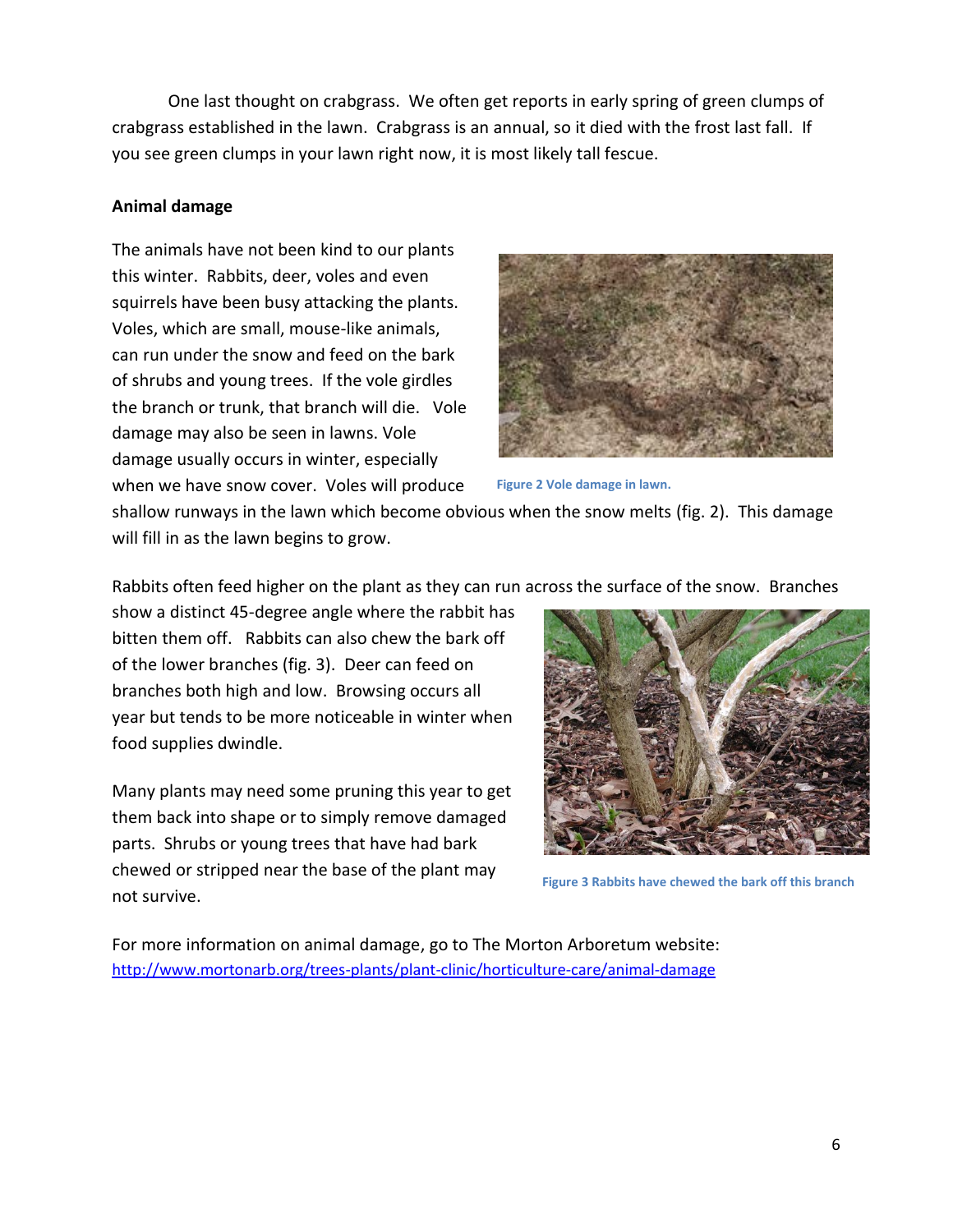One last thought on crabgrass. We often get reports in early spring of green clumps of crabgrass established in the lawn. Crabgrass is an annual, so it died with the frost last fall. If you see green clumps in your lawn right now, it is most likely tall fescue.

**Animal damage**

The animals have not been kind to our plants this winter. Rabbits, deer, voles and even squirrels have been busy attacking the plants. Voles, which are small, mouse-like animals, can run under the snow and feed on the bark of shrubs and young trees. If the vole girdles the branch or trunk, that branch will die. Vole damage may also be seen in lawns. Vole damage usually occurs in winter, especially when we have snow cover. Voles will produce shallow runways in the lawn which become obvious when the snow melts (fig. 2). This damage will fill in as the lawn begins to grow.

Figure 2 Vole damage in lawn.

Rabbits often feed higher on the plant as they can run across the surface of the snow. Branches show a distinct 45-degree angle where the rabbit has bitten them off. Rabbits can also chew the bark off of the lower branches (fig. 3). Deer can feed on branches both high and low. Browsing occurs all year but tends to be more noticeable in winter when food supplies dwindle.

Many plants may need some pruning this year to get them back into shape or to simply remove damaged parts. Shrubs or young trees that have had bark chewed or stripped near the base of the plant may not survive.

Figure 3 Rabbits have chewed the bark off this branch

For more information on animal damage, go to The Morton Arboretum website: http://www.mortonarb.org/trees-plants/plant-clinic/horticulture-care/animal-damage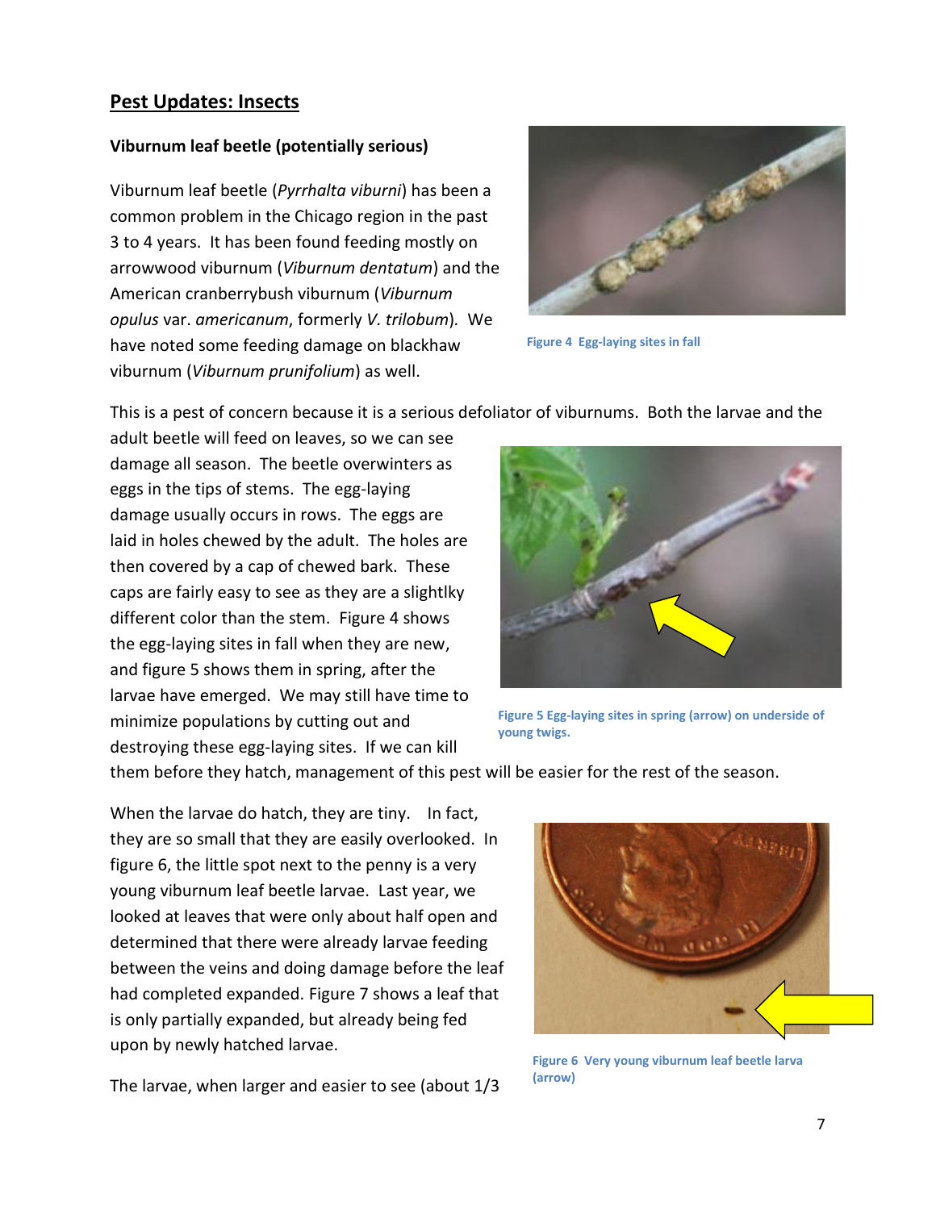## Pest Updates: Insects

### Viburnum leaf beetle (potentially serious)

Viburnum leaf beetle (*Pyrrhalta viburni*) has been a common problem in the Chicago region in the past 3 to 4 years. It has been found feeding mostly on arrowwood viburnum (*Viburnum dentatum*) and the American cranberrybush viburnum (*Viburnum opulus* var. *americanum*, formerly *V. trilobum*). We have noted some feeding damage on blackhaw viburnum (*Viburnum prunifolium*) as well.

Figure 4 Egg-laying sites in fall

This is a pest of concern because it is a serious defoliator of viburnums. Both the larvae and the adult beetle will feed on leaves, so we can see damage all season. The beetle overwinters as eggs in the tips of stems. The egg-laying damage usually occurs in rows. The eggs are laid in holes chewed by the adult. The holes are then covered by a cap of chewed bark. These caps are fairly easy to see as they are a slightlky different color than the stem. Figure 4 shows the egg-laying sites in fall when they are new, and figure 5 shows them in spring, after the larvae have emerged. We may still have time to minimize populations by cutting out and destroying these egg-laying sites. If we can kill them before they hatch, management of this pest will be easier for the rest of the season.

Figure 5 Egg-laying sites in spring (arrow) on underside of young twigs.

When the larvae do hatch, they are tiny. In fact, they are so small that they are easily overlooked. In figure 6, the little spot next to the penny is a very young viburnum leaf beetle larvae. Last year, we looked at leaves that were only about half open and determined that there were already larvae feeding between the veins and doing damage before the leaf had completed expanded. Figure 7 shows a leaf that is only partially expanded, but already being fed upon by newly hatched larvae.

Figure 6 Very young viburnum leaf beetle larva (arrow)

The larvae, when larger and easier to see (about 1/3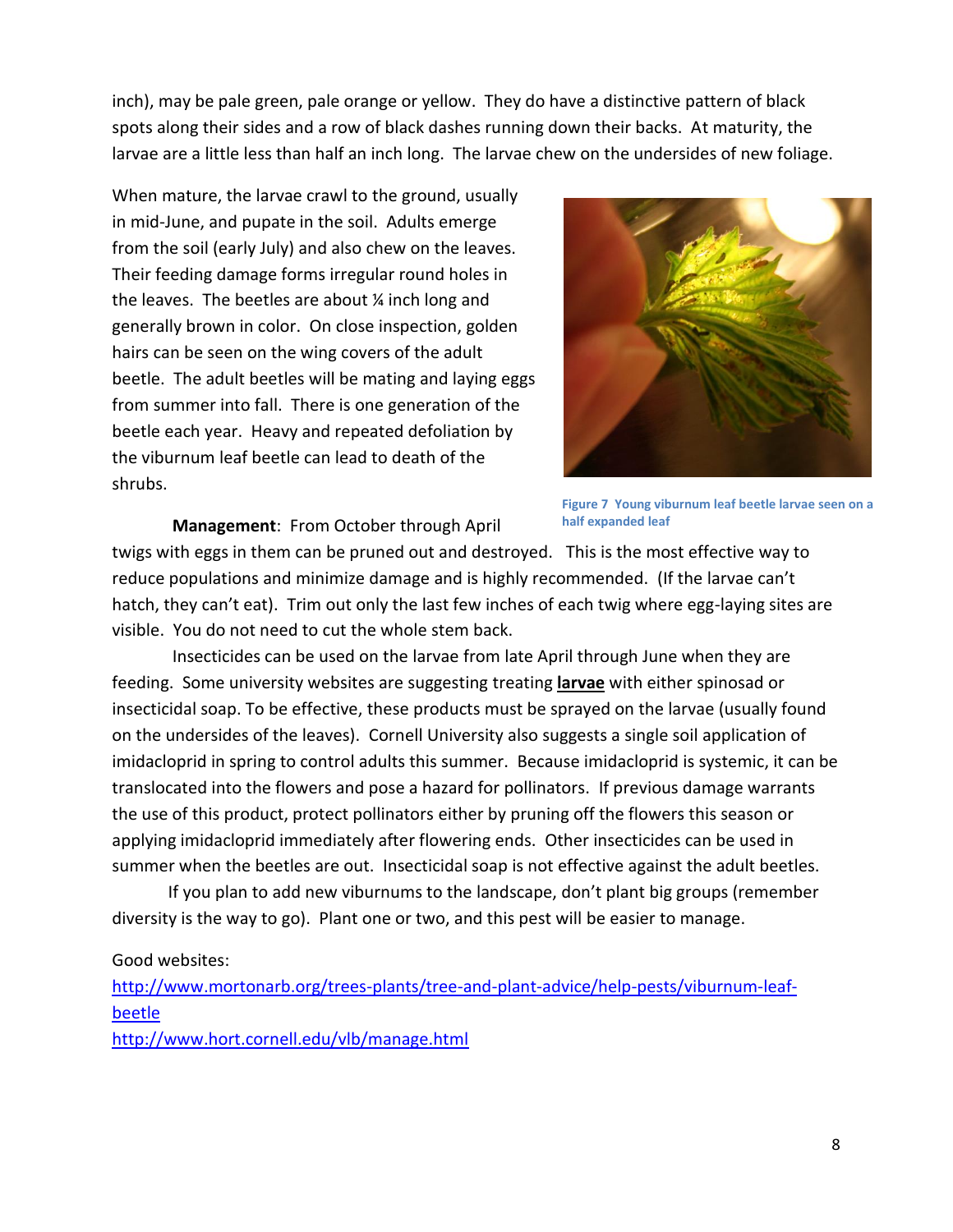inch), may be pale green, pale orange or yellow. They do have a distinctive pattern of black spots along their sides and a row of black dashes running down their backs. At maturity, the larvae are a little less than half an inch long. The larvae chew on the undersides of new foliage.

When mature, the larvae crawl to the ground, usually in mid-June, and pupate in the soil. Adults emerge from the soil (early July) and also chew on the leaves. Their feeding damage forms irregular round holes in the leaves. The beetles are about ¼ inch long and generally brown in color. On close inspection, golden hairs can be seen on the wing covers of the adult beetle. The adult beetles will be mating and laying eggs from summer into fall. There is one generation of the beetle each year. Heavy and repeated defoliation by the viburnum leaf beetle can lead to death of the shrubs.

**Figure 7 Young viburnum leaf beetle larvae seen on a half expanded leaf**

**Management**: From October through April twigs with eggs in them can be pruned out and destroyed. This is the most effective way to reduce populations and minimize damage and is highly recommended. (If the larvae can't hatch, they can't eat). Trim out only the last few inches of each twig where egg-laying sites are visible. You do not need to cut the whole stem back.

Insecticides can be used on the larvae from late April through June when they are feeding. Some university websites are suggesting treating **larvae** with either spinosad or insecticidal soap. To be effective, these products must be sprayed on the larvae (usually found on the undersides of the leaves). Cornell University also suggests a single soil application of imidacloprid in spring to control adults this summer. Because imidacloprid is systemic, it can be translocated into the flowers and pose a hazard for pollinators. If previous damage warrants the use of this product, protect pollinators either by pruning off the flowers this season or applying imidacloprid immediately after flowering ends. Other insecticides can be used in summer when the beetles are out. Insecticidal soap is not effective against the adult beetles.

If you plan to add new viburnums to the landscape, don't plant big groups (remember diversity is the way to go). Plant one or two, and this pest will be easier to manage.

Good websites:

http://www.mortonarb.org/trees-plants/tree-and-plant-advice/help-pests/viburnum-leaf-beetle

http://www.hort.cornell.edu/vlb/manage.html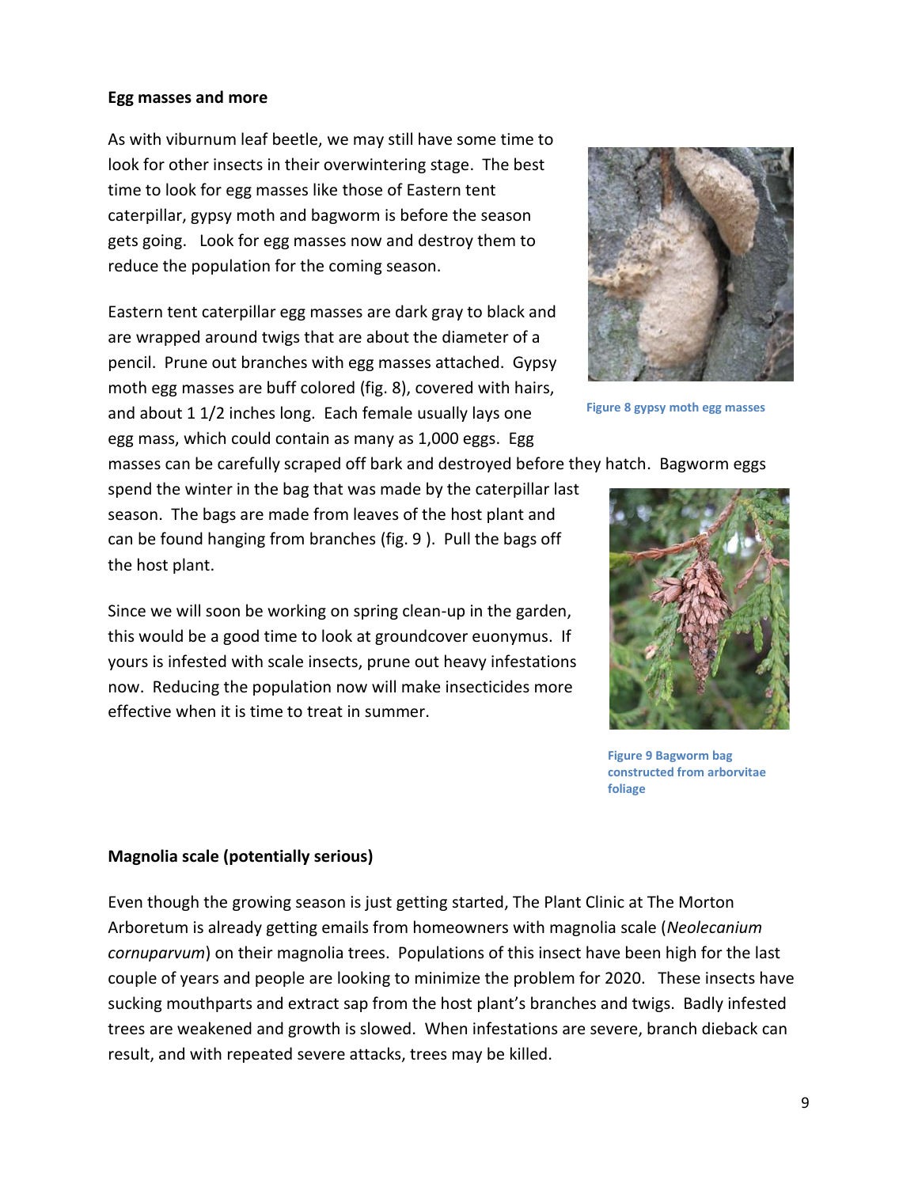**Egg masses and more**

As with viburnum leaf beetle, we may still have some time to look for other insects in their overwintering stage. The best time to look for egg masses like those of Eastern tent caterpillar, gypsy moth and bagworm is before the season gets going. Look for egg masses now and destroy them to reduce the population for the coming season.

Eastern tent caterpillar egg masses are dark gray to black and are wrapped around twigs that are about the diameter of a pencil. Prune out branches with egg masses attached. Gypsy moth egg masses are buff colored (fig. 8), covered with hairs, and about 1 1/2 inches long. Each female usually lays one egg mass, which could contain as many as 1,000 eggs. Egg masses can be carefully scraped off bark and destroyed before they hatch. Bagworm eggs spend the winter in the bag that was made by the caterpillar last season. The bags are made from leaves of the host plant and can be found hanging from branches (fig. 9 ). Pull the bags off the host plant.

Figure 8 gypsy moth egg masses

Since we will soon be working on spring clean-up in the garden, this would be a good time to look at groundcover euonymus. If yours is infested with scale insects, prune out heavy infestations now. Reducing the population now will make insecticides more effective when it is time to treat in summer.

Figure 9 Bagworm bag constructed from arborvitae foliage

**Magnolia scale (potentially serious)**

Even though the growing season is just getting started, The Plant Clinic at The Morton Arboretum is already getting emails from homeowners with magnolia scale (*Neolecanium cornuparvum*) on their magnolia trees. Populations of this insect have been high for the last couple of years and people are looking to minimize the problem for 2020. These insects have sucking mouthparts and extract sap from the host plant's branches and twigs. Badly infested trees are weakened and growth is slowed. When infestations are severe, branch dieback can result, and with repeated severe attacks, trees may be killed.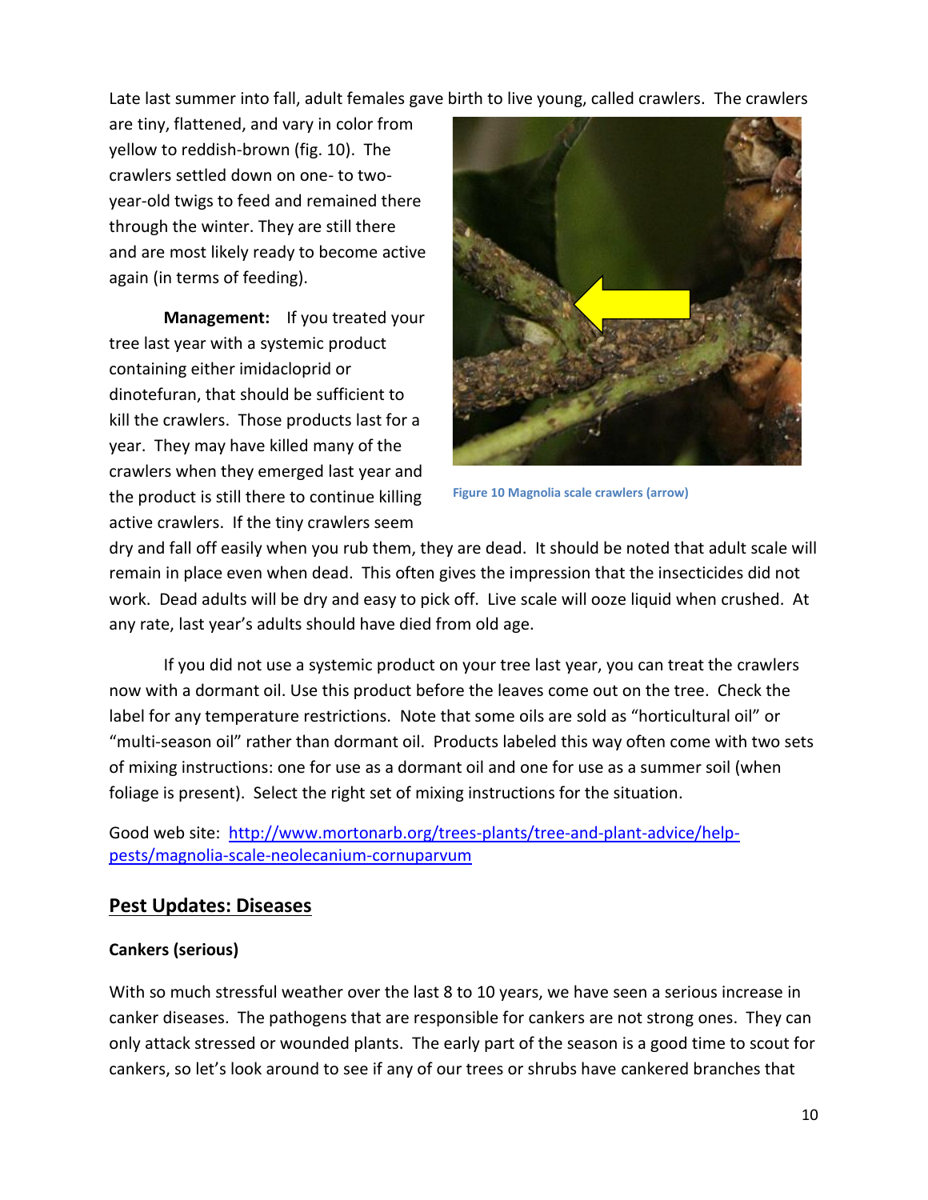Late last summer into fall, adult females gave birth to live young, called crawlers. The crawlers are tiny, flattened, and vary in color from yellow to reddish-brown (fig. 10). The crawlers settled down on one- to two-year-old twigs to feed and remained there through the winter. They are still there and are most likely ready to become active again (in terms of feeding).

**Management:** If you treated your tree last year with a systemic product containing either imidacloprid or dinotefuran, that should be sufficient to kill the crawlers. Those products last for a year. They may have killed many of the crawlers when they emerged last year and the product is still there to continue killing active crawlers. If the tiny crawlers seem dry and fall off easily when you rub them, they are dead. It should be noted that adult scale will remain in place even when dead. This often gives the impression that the insecticides did not work. Dead adults will be dry and easy to pick off. Live scale will ooze liquid when crushed. At any rate, last year's adults should have died from old age.

Figure 10 Magnolia scale crawlers (arrow)

If you did not use a systemic product on your tree last year, you can treat the crawlers now with a dormant oil. Use this product before the leaves come out on the tree. Check the label for any temperature restrictions. Note that some oils are sold as "horticultural oil" or "multi-season oil" rather than dormant oil. Products labeled this way often come with two sets of mixing instructions: one for use as a dormant oil and one for use as a summer soil (when foliage is present). Select the right set of mixing instructions for the situation.

Good web site: [http://www.mortonarb.org/trees-plants/tree-and-plant-advice/help-pests/magnolia-scale-neolecanium-cornuparvum](http://www.mortonarb.org/trees-plants/tree-and-plant-advice/help-pests/magnolia-scale-neolecanium-cornuparvum)

## Pest Updates: Diseases

### Cankers (serious)

With so much stressful weather over the last 8 to 10 years, we have seen a serious increase in canker diseases. The pathogens that are responsible for cankers are not strong ones. They can only attack stressed or wounded plants. The early part of the season is a good time to scout for cankers, so let's look around to see if any of our trees or shrubs have cankered branches that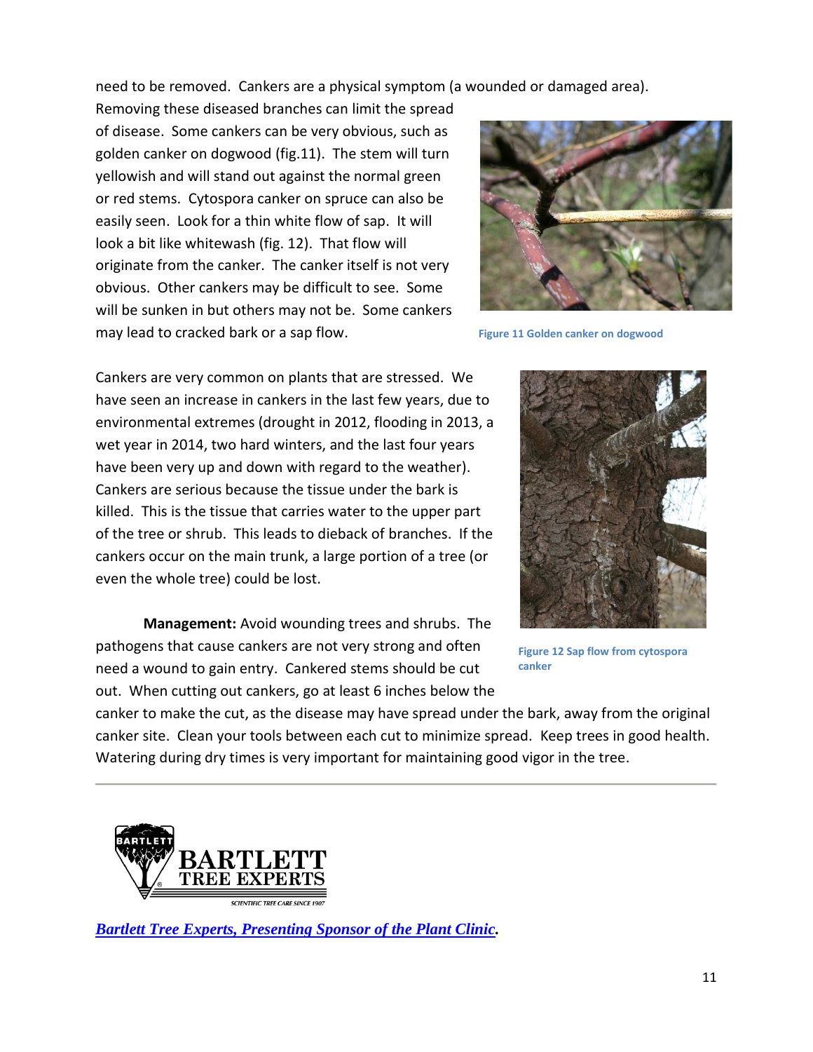need to be removed. Cankers are a physical symptom (a wounded or damaged area). Removing these diseased branches can limit the spread of disease. Some cankers can be very obvious, such as golden canker on dogwood (fig.11). The stem will turn yellowish and will stand out against the normal green or red stems. Cytospora canker on spruce can also be easily seen. Look for a thin white flow of sap. It will look a bit like whitewash (fig. 12). That flow will originate from the canker. The canker itself is not very obvious. Other cankers may be difficult to see. Some will be sunken in but others may not be. Some cankers may lead to cracked bark or a sap flow.

Figure 11 Golden canker on dogwood

Cankers are very common on plants that are stressed. We have seen an increase in cankers in the last few years, due to environmental extremes (drought in 2012, flooding in 2013, a wet year in 2014, two hard winters, and the last four years have been very up and down with regard to the weather). Cankers are serious because the tissue under the bark is killed. This is the tissue that carries water to the upper part of the tree or shrub. This leads to dieback of branches. If the cankers occur on the main trunk, a large portion of a tree (or even the whole tree) could be lost.

Figure 12 Sap flow from cytospora canker

**Management:** Avoid wounding trees and shrubs. The pathogens that cause cankers are not very strong and often need a wound to gain entry. Cankered stems should be cut out. When cutting out cankers, go at least 6 inches below the canker to make the cut, as the disease may have spread under the bark, away from the original canker site. Clean your tools between each cut to minimize spread. Keep trees in good health. Watering during dry times is very important for maintaining good vigor in the tree.

---

BARTLETT TREE EXPERTS
SCIENTIFIC TREE CARE SINCE 1907

***Bartlett Tree Experts, Presenting Sponsor of the Plant Clinic*.**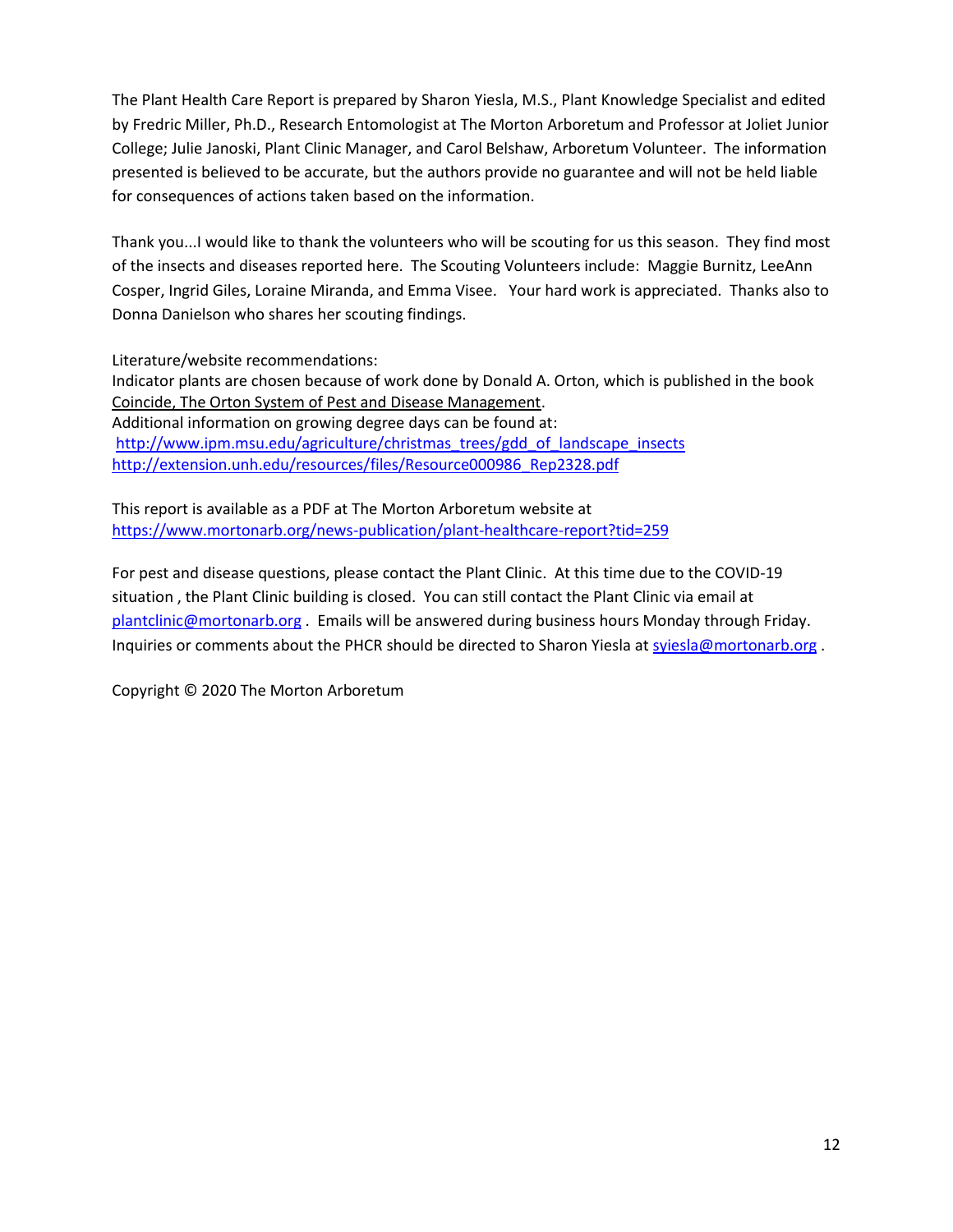The Plant Health Care Report is prepared by Sharon Yiesla, M.S., Plant Knowledge Specialist and edited by Fredric Miller, Ph.D., Research Entomologist at The Morton Arboretum and Professor at Joliet Junior College; Julie Janoski, Plant Clinic Manager, and Carol Belshaw, Arboretum Volunteer. The information presented is believed to be accurate, but the authors provide no guarantee and will not be held liable for consequences of actions taken based on the information.

Thank you...I would like to thank the volunteers who will be scouting for us this season. They find most of the insects and diseases reported here. The Scouting Volunteers include: Maggie Burnitz, LeeAnn Cosper, Ingrid Giles, Loraine Miranda, and Emma Visee. Your hard work is appreciated. Thanks also to Donna Danielson who shares her scouting findings.

Literature/website recommendations:
Indicator plants are chosen because of work done by Donald A. Orton, which is published in the book Coincide, The Orton System of Pest and Disease Management.
Additional information on growing degree days can be found at:
http://www.ipm.msu.edu/agriculture/christmas_trees/gdd_of_landscape_insects
http://extension.unh.edu/resources/files/Resource000986_Rep2328.pdf

This report is available as a PDF at The Morton Arboretum website at
https://www.mortonarb.org/news-publication/plant-healthcare-report?tid=259

For pest and disease questions, please contact the Plant Clinic. At this time due to the COVID-19 situation , the Plant Clinic building is closed. You can still contact the Plant Clinic via email at plantclinic@mortonarb.org . Emails will be answered during business hours Monday through Friday. Inquiries or comments about the PHCR should be directed to Sharon Yiesla at syiesla@mortonarb.org .

Copyright © 2020 The Morton Arboretum